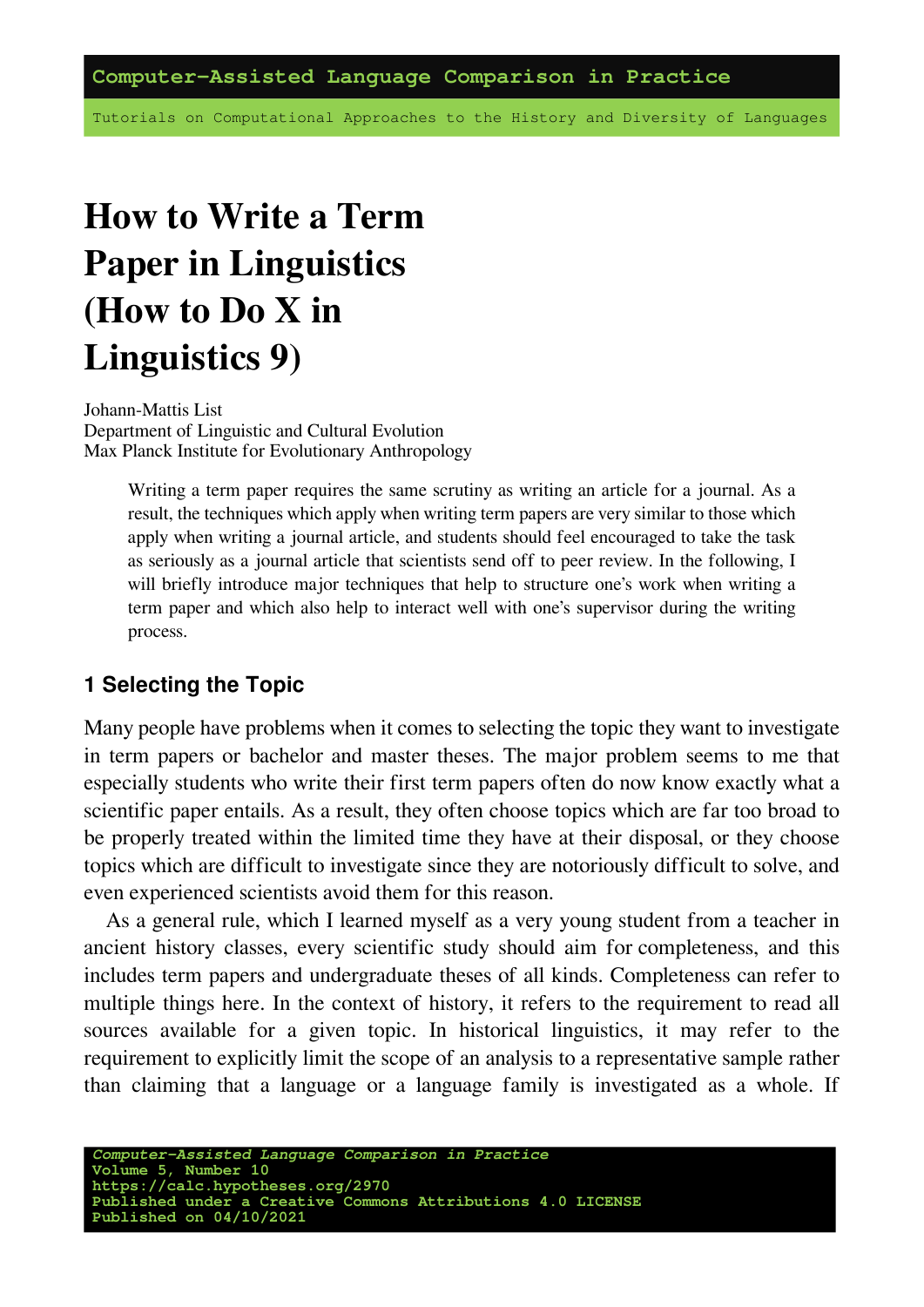# How to Write a Term Paper in Linguistics (How to Do X in Linguistics 9)

Johann-Mattis List
Department of Linguistic and Cultural Evolution
Max Planck Institute for Evolutionary Anthropology

> Writing a term paper requires the same scrutiny as writing an article for a journal. As a result, the techniques which apply when writing term papers are very similar to those which apply when writing a journal article, and students should feel encouraged to take the task as seriously as a journal article that scientists send off to peer review. In the following, I will briefly introduce major techniques that help to structure one's work when writing a term paper and which also help to interact well with one's supervisor during the writing process.

## 1 Selecting the Topic

Many people have problems when it comes to selecting the topic they want to investigate in term papers or bachelor and master theses. The major problem seems to me that especially students who write their first term papers often do now know exactly what a scientific paper entails. As a result, they often choose topics which are far too broad to be properly treated within the limited time they have at their disposal, or they choose topics which are difficult to investigate since they are notoriously difficult to solve, and even experienced scientists avoid them for this reason.

As a general rule, which I learned myself as a very young student from a teacher in ancient history classes, every scientific study should aim for completeness, and this includes term papers and undergraduate theses of all kinds. Completeness can refer to multiple things here. In the context of history, it refers to the requirement to read all sources available for a given topic. In historical linguistics, it may refer to the requirement to explicitly limit the scope of an analysis to a representative sample rather than claiming that a language or a language family is investigated as a whole. If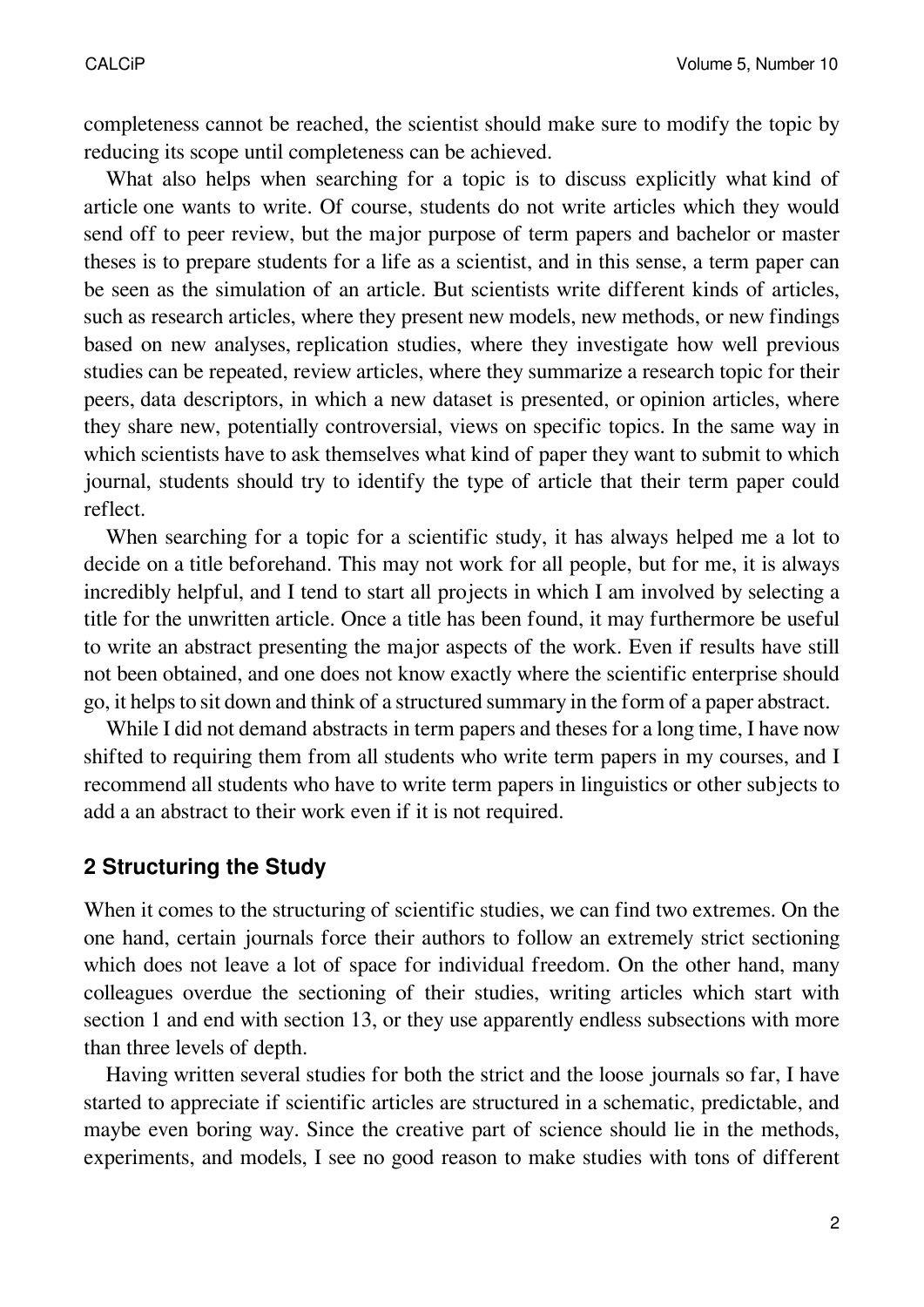completeness cannot be reached, the scientist should make sure to modify the topic by reducing its scope until completeness can be achieved.

What also helps when searching for a topic is to discuss explicitly what kind of article one wants to write. Of course, students do not write articles which they would send off to peer review, but the major purpose of term papers and bachelor or master theses is to prepare students for a life as a scientist, and in this sense, a term paper can be seen as the simulation of an article. But scientists write different kinds of articles, such as research articles, where they present new models, new methods, or new findings based on new analyses, replication studies, where they investigate how well previous studies can be repeated, review articles, where they summarize a research topic for their peers, data descriptors, in which a new dataset is presented, or opinion articles, where they share new, potentially controversial, views on specific topics. In the same way in which scientists have to ask themselves what kind of paper they want to submit to which journal, students should try to identify the type of article that their term paper could reflect.

When searching for a topic for a scientific study, it has always helped me a lot to decide on a title beforehand. This may not work for all people, but for me, it is always incredibly helpful, and I tend to start all projects in which I am involved by selecting a title for the unwritten article. Once a title has been found, it may furthermore be useful to write an abstract presenting the major aspects of the work. Even if results have still not been obtained, and one does not know exactly where the scientific enterprise should go, it helps to sit down and think of a structured summary in the form of a paper abstract.

While I did not demand abstracts in term papers and theses for a long time, I have now shifted to requiring them from all students who write term papers in my courses, and I recommend all students who have to write term papers in linguistics or other subjects to add a an abstract to their work even if it is not required.

## 2 Structuring the Study

When it comes to the structuring of scientific studies, we can find two extremes. On the one hand, certain journals force their authors to follow an extremely strict sectioning which does not leave a lot of space for individual freedom. On the other hand, many colleagues overdue the sectioning of their studies, writing articles which start with section 1 and end with section 13, or they use apparently endless subsections with more than three levels of depth.

Having written several studies for both the strict and the loose journals so far, I have started to appreciate if scientific articles are structured in a schematic, predictable, and maybe even boring way. Since the creative part of science should lie in the methods, experiments, and models, I see no good reason to make studies with tons of different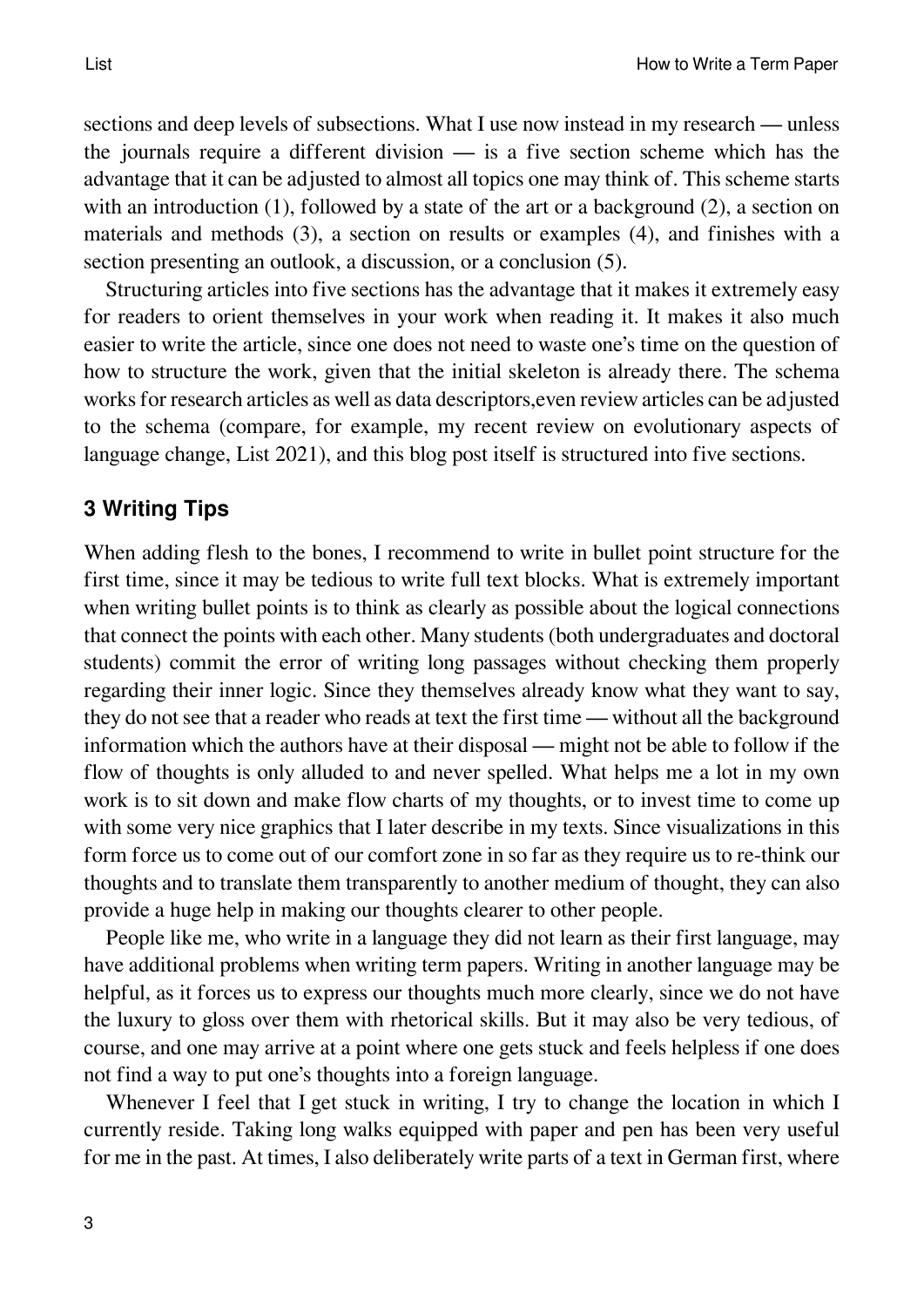sections and deep levels of subsections. What I use now instead in my research — unless the journals require a different division — is a five section scheme which has the advantage that it can be adjusted to almost all topics one may think of. This scheme starts with an introduction (1), followed by a state of the art or a background (2), a section on materials and methods (3), a section on results or examples (4), and finishes with a section presenting an outlook, a discussion, or a conclusion (5).

Structuring articles into five sections has the advantage that it makes it extremely easy for readers to orient themselves in your work when reading it. It makes it also much easier to write the article, since one does not need to waste one's time on the question of how to structure the work, given that the initial skeleton is already there. The schema works for research articles as well as data descriptors,even review articles can be adjusted to the schema (compare, for example, my recent review on evolutionary aspects of language change, List 2021), and this blog post itself is structured into five sections.

## 3 Writing Tips

When adding flesh to the bones, I recommend to write in bullet point structure for the first time, since it may be tedious to write full text blocks. What is extremely important when writing bullet points is to think as clearly as possible about the logical connections that connect the points with each other. Many students (both undergraduates and doctoral students) commit the error of writing long passages without checking them properly regarding their inner logic. Since they themselves already know what they want to say, they do not see that a reader who reads at text the first time — without all the background information which the authors have at their disposal — might not be able to follow if the flow of thoughts is only alluded to and never spelled. What helps me a lot in my own work is to sit down and make flow charts of my thoughts, or to invest time to come up with some very nice graphics that I later describe in my texts. Since visualizations in this form force us to come out of our comfort zone in so far as they require us to re-think our thoughts and to translate them transparently to another medium of thought, they can also provide a huge help in making our thoughts clearer to other people.

People like me, who write in a language they did not learn as their first language, may have additional problems when writing term papers. Writing in another language may be helpful, as it forces us to express our thoughts much more clearly, since we do not have the luxury to gloss over them with rhetorical skills. But it may also be very tedious, of course, and one may arrive at a point where one gets stuck and feels helpless if one does not find a way to put one's thoughts into a foreign language.

Whenever I feel that I get stuck in writing, I try to change the location in which I currently reside. Taking long walks equipped with paper and pen has been very useful for me in the past. At times, I also deliberately write parts of a text in German first, where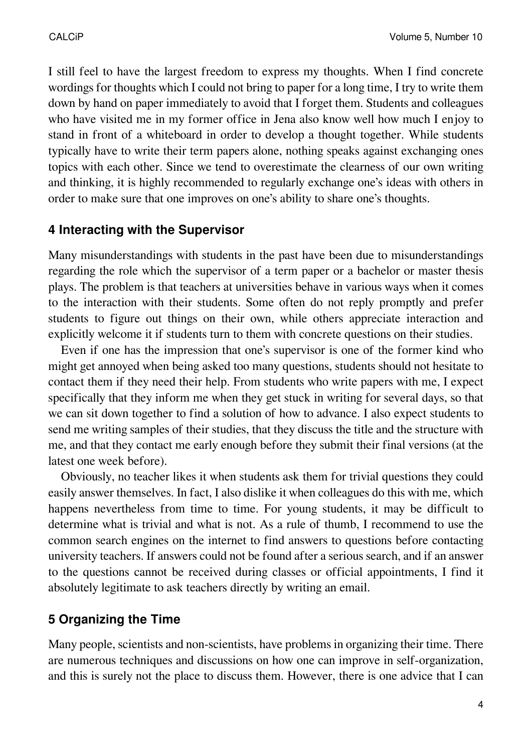I still feel to have the largest freedom to express my thoughts. When I find concrete wordings for thoughts which I could not bring to paper for a long time, I try to write them down by hand on paper immediately to avoid that I forget them. Students and colleagues who have visited me in my former office in Jena also know well how much I enjoy to stand in front of a whiteboard in order to develop a thought together. While students typically have to write their term papers alone, nothing speaks against exchanging ones topics with each other. Since we tend to overestimate the clearness of our own writing and thinking, it is highly recommended to regularly exchange one's ideas with others in order to make sure that one improves on one's ability to share one's thoughts.

## 4 Interacting with the Supervisor

Many misunderstandings with students in the past have been due to misunderstandings regarding the role which the supervisor of a term paper or a bachelor or master thesis plays. The problem is that teachers at universities behave in various ways when it comes to the interaction with their students. Some often do not reply promptly and prefer students to figure out things on their own, while others appreciate interaction and explicitly welcome it if students turn to them with concrete questions on their studies.

Even if one has the impression that one's supervisor is one of the former kind who might get annoyed when being asked too many questions, students should not hesitate to contact them if they need their help. From students who write papers with me, I expect specifically that they inform me when they get stuck in writing for several days, so that we can sit down together to find a solution of how to advance. I also expect students to send me writing samples of their studies, that they discuss the title and the structure with me, and that they contact me early enough before they submit their final versions (at the latest one week before).

Obviously, no teacher likes it when students ask them for trivial questions they could easily answer themselves. In fact, I also dislike it when colleagues do this with me, which happens nevertheless from time to time. For young students, it may be difficult to determine what is trivial and what is not. As a rule of thumb, I recommend to use the common search engines on the internet to find answers to questions before contacting university teachers. If answers could not be found after a serious search, and if an answer to the questions cannot be received during classes or official appointments, I find it absolutely legitimate to ask teachers directly by writing an email.

## 5 Organizing the Time

Many people, scientists and non-scientists, have problems in organizing their time. There are numerous techniques and discussions on how one can improve in self-organization, and this is surely not the place to discuss them. However, there is one advice that I can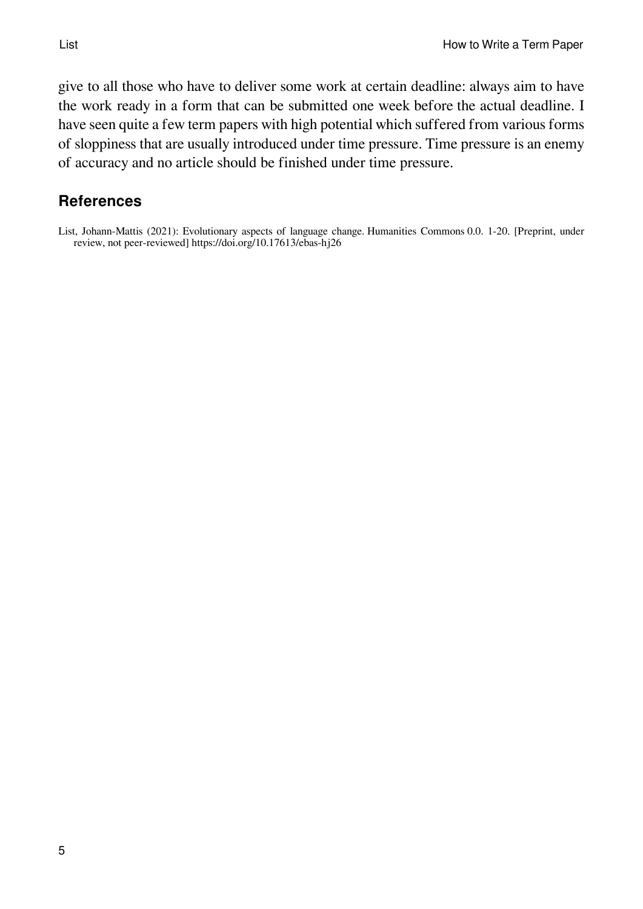give to all those who have to deliver some work at certain deadline: always aim to have the work ready in a form that can be submitted one week before the actual deadline. I have seen quite a few term papers with high potential which suffered from various forms of sloppiness that are usually introduced under time pressure. Time pressure is an enemy of accuracy and no article should be finished under time pressure.

## References

List, Johann-Mattis (2021): Evolutionary aspects of language change. Humanities Commons 0.0. 1-20. [Preprint, under review, not peer-reviewed] https://doi.org/10.17613/ebas-hj26